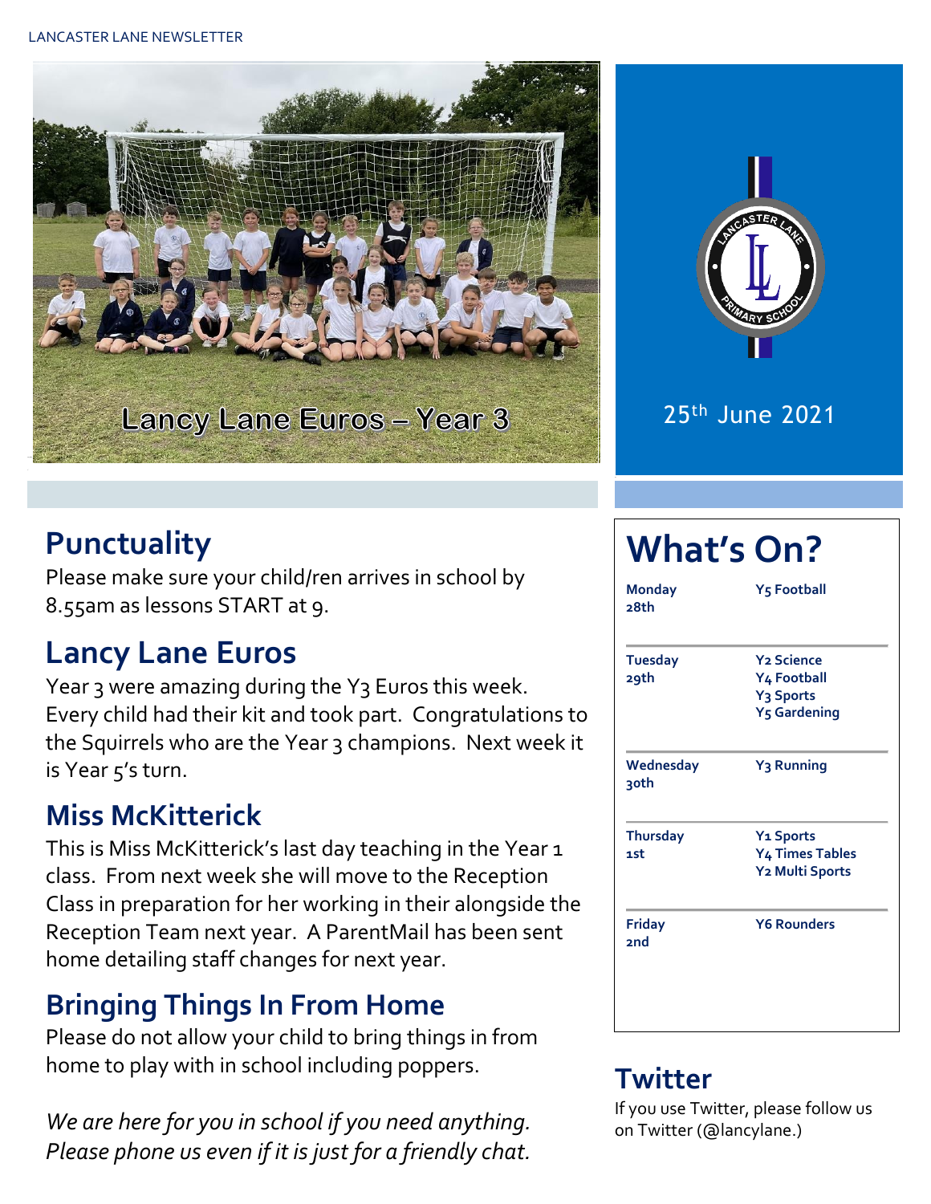LANCASTER LANE NEWSLETTER

Lancy Lane Euros – Year 3

25th June 2021

## Punctuality

Please make sure your child/ren arrives in school by 8.55am as lessons START at 9.

## Lancy Lane Euros

Year 3 were amazing during the Y3 Euros this week. Every child had their kit and took part. Congratulations to the Squirrels who are the Year 3 champions. Next week it is Year 5's turn.

## Miss McKitterick

This is Miss McKitterick's last day teaching in the Year 1 class. From next week she will move to the Reception Class in preparation for her working in their alongside the Reception Team next year. A ParentMail has been sent home detailing staff changes for next year.

## Bringing Things In From Home

Please do not allow your child to bring things in from home to play with in school including poppers.

*We are here for you in school if you need anything. Please phone us even if it is just for a friendly chat.*

## What's On?

| Day | Activities |
|---|---|
| **Monday 28th** | **Y5 Football** |
| **Tuesday 29th** | **Y2 Science**<br>**Y4 Football**<br>**Y3 Sports**<br>**Y5 Gardening** |
| **Wednesday 30th** | **Y3 Running** |
| **Thursday 1st** | **Y1 Sports**<br>**Y4 Times Tables**<br>**Y2 Multi Sports** |
| **Friday 2nd** | **Y6 Rounders** |

## Twitter

If you use Twitter, please follow us on Twitter (@lancylane.)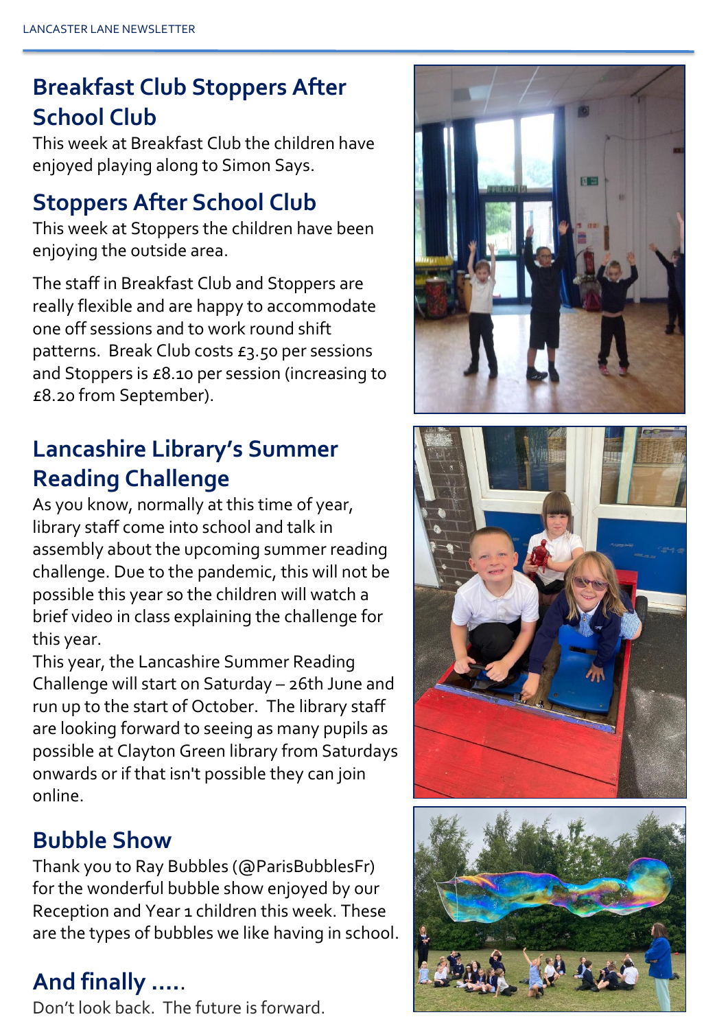## Breakfast Club Stoppers After School Club

This week at Breakfast Club the children have enjoyed playing along to Simon Says.

## Stoppers After School Club

This week at Stoppers the children have been enjoying the outside area.

The staff in Breakfast Club and Stoppers are really flexible and are happy to accommodate one off sessions and to work round shift patterns. Break Club costs £3.50 per sessions and Stoppers is £8.10 per session (increasing to £8.20 from September).

## Lancashire Library's Summer Reading Challenge

As you know, normally at this time of year, library staff come into school and talk in assembly about the upcoming summer reading challenge. Due to the pandemic, this will not be possible this year so the children will watch a brief video in class explaining the challenge for this year.

This year, the Lancashire Summer Reading Challenge will start on Saturday – 26th June and run up to the start of October. The library staff are looking forward to seeing as many pupils as possible at Clayton Green library from Saturdays onwards or if that isn't possible they can join online.

## Bubble Show

Thank you to Ray Bubbles (@ParisBubblesFr) for the wonderful bubble show enjoyed by our Reception and Year 1 children this week. These are the types of bubbles we like having in school.

## And finally .....

Don't look back. The future is forward.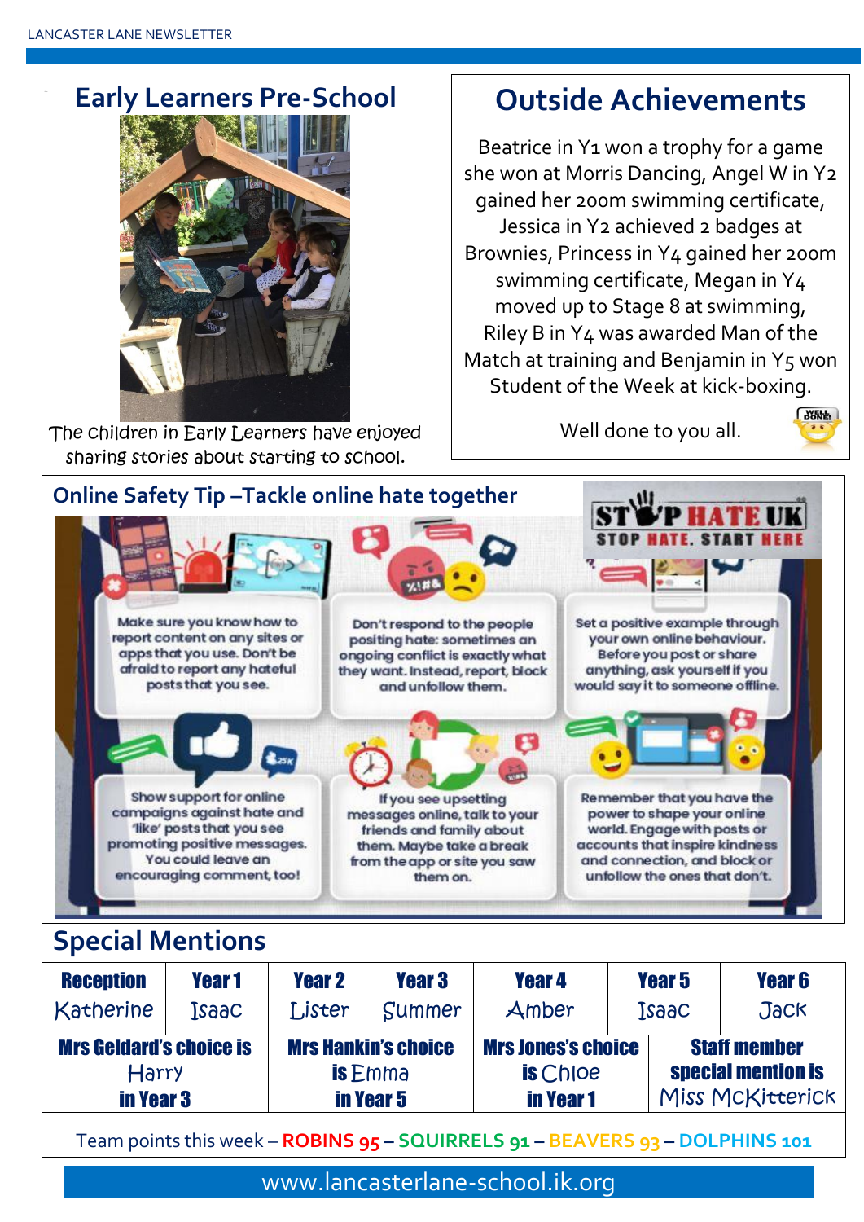## Early Learners Pre-School

The children in Early Learners have enjoyed sharing stories about starting to school.

## Outside Achievements

Beatrice in Y1 won a trophy for a game she won at Morris Dancing, Angel W in Y2 gained her 200m swimming certificate, Jessica in Y2 achieved 2 badges at Brownies, Princess in Y4 gained her 200m swimming certificate, Megan in Y4 moved up to Stage 8 at swimming, Riley B in Y4 was awarded Man of the Match at training and Benjamin in Y5 won Student of the Week at kick-boxing.

Well done to you all.

## Online Safety Tip –Tackle online hate together

STOP HATE UK
STOP HATE. START HERE

Make sure you know how to report content on any sites or apps that you use. Don't be afraid to report any hateful posts that you see.

Don't respond to the people positing hate: sometimes an ongoing conflict is exactly what they want. Instead, report, block and unfollow them.

Set a positive example through your own online behaviour. Before you post or share anything, ask yourself if you would say it to someone offline.

Show support for online campaigns against hate and 'like' posts that you see promoting positive messages. You could leave an encouraging comment, too!

If you see upsetting messages online, talk to your friends and family about them. Maybe take a break from the app or site you saw them on.

Remember that you have the power to shape your online world. Engage with posts or accounts that inspire kindness and connection, and block or unfollow the ones that don't.

## Special Mentions

| Reception | Year 1 | Year 2 | Year 3 | Year 4 | Year 5 | Year 6 |
|---|---|---|---|---|---|---|
| Katherine | Isaac | Lister | Summer | Amber | Isaac | Jack |

| | | | |
|---|---|---|---|
| **Mrs Geldard's choice is** Harry **in Year 3** | **Mrs Hankin's choice is** Emma **in Year 5** | **Mrs Jones's choice is** Chloe **in Year 1** | **Staff member special mention is** Miss McKitterick |

Team points this week – **ROBINS 95** – **SQUIRRELS 91** – **BEAVERS 93** – **DOLPHINS 101**

www.lancasterlane-school.ik.org